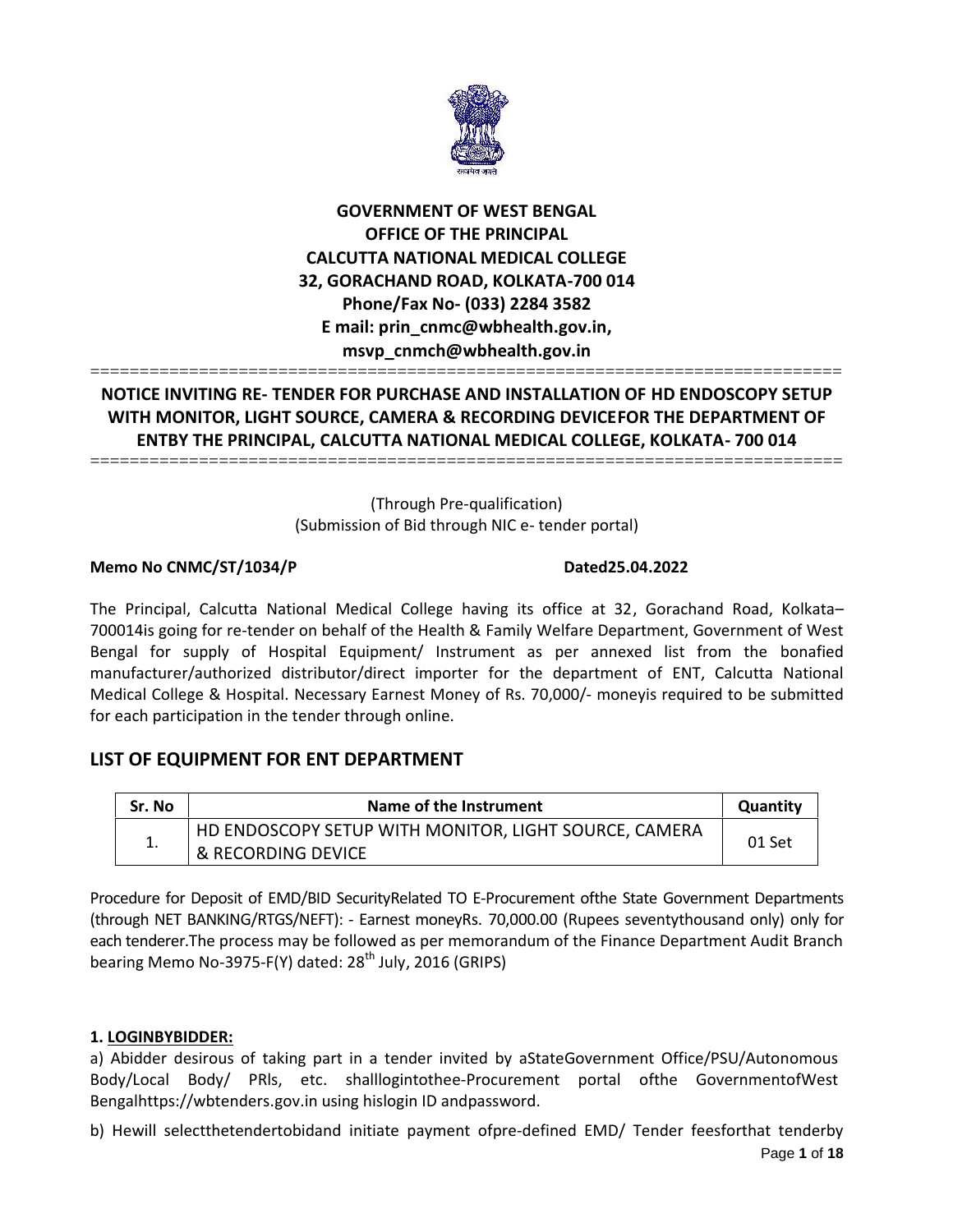**GOVERNMENT OF WEST BENGAL**
**OFFICE OF THE PRINCIPAL**
**CALCUTTA NATIONAL MEDICAL COLLEGE**
**32, GORACHAND ROAD, KOLKATA-700 014**
**Phone/Fax No- (033) 2284 3582**
**E mail: prin_cnmc@wbhealth.gov.in,**
**msvp_cnmch@wbhealth.gov.in**

==========================================================================

**NOTICE INVITING RE- TENDER FOR PURCHASE AND INSTALLATION OF HD ENDOSCOPY SETUP WITH MONITOR, LIGHT SOURCE, CAMERA & RECORDING DEVICEFOR THE DEPARTMENT OF ENTBY THE PRINCIPAL, CALCUTTA NATIONAL MEDICAL COLLEGE, KOLKATA- 700 014**

==========================================================================

(Through Pre-qualification)
(Submission of Bid through NIC e- tender portal)

**Memo No CNMC/ST/1034/P** **Dated25.04.2022**

The Principal, Calcutta National Medical College having its office at 32, Gorachand Road, Kolkata–700014is going for re-tender on behalf of the Health & Family Welfare Department, Government of West Bengal for supply of Hospital Equipment/ Instrument as per annexed list from the bonafied manufacturer/authorized distributor/direct importer for the department of ENT, Calcutta National Medical College & Hospital. Necessary Earnest Money of Rs. 70,000/- moneyis required to be submitted for each participation in the tender through online.

## LIST OF EQUIPMENT FOR ENT DEPARTMENT

| Sr. No | Name of the Instrument | Quantity |
|---|---|---|
| 1. | HD ENDOSCOPY SETUP WITH MONITOR, LIGHT SOURCE, CAMERA & RECORDING DEVICE | 01 Set |

Procedure for Deposit of EMD/BID SecurityRelated TO E-Procurement ofthe State Government Departments (through NET BANKING/RTGS/NEFT): - Earnest moneyRs. 70,000.00 (Rupees seventythousand only) only for each tenderer.The process may be followed as per memorandum of the Finance Department Audit Branch bearing Memo No-3975-F(Y) dated: 28th July, 2016 (GRIPS)

**1. LOGINBYBIDDER:**

a) Abidder desirous of taking part in a tender invited by aStateGovernment Office/PSU/Autonomous Body/Local Body/ PRIs, etc. shalllogintothee-Procurement portal ofthe GovernmentofWest Bengalhttps://wbtenders.gov.in using hislogin ID andpassword.

b) Hewill selectthetendertobidand initiate payment ofpre-defined EMD/ Tender feesforthat tenderby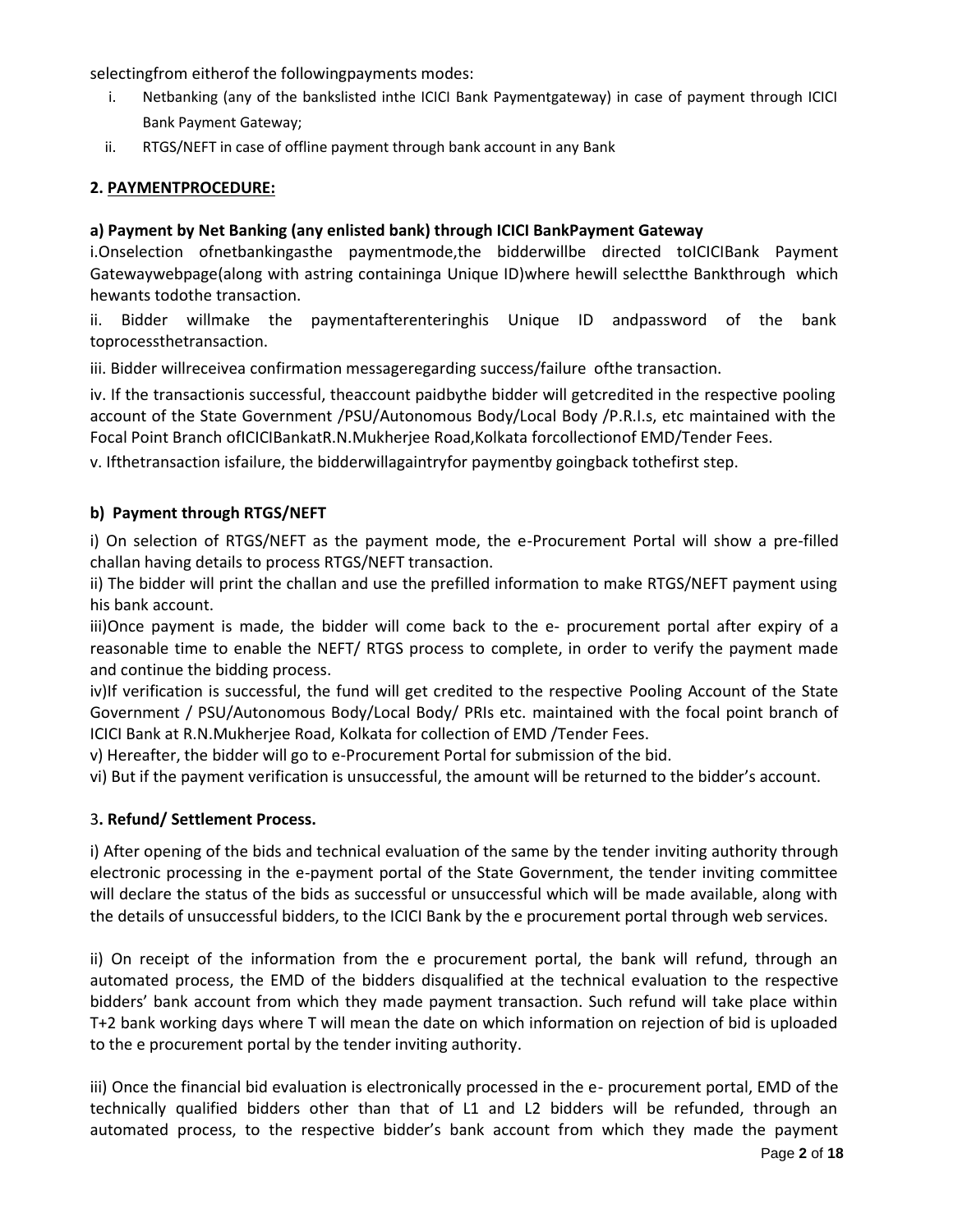selectingfrom eitherof the followingpayments modes:

i. Netbanking (any of the bankslisted inthe ICICI Bank Paymentgateway) in case of payment through ICICI Bank Payment Gateway;
ii. RTGS/NEFT in case of offline payment through bank account in any Bank

**2. PAYMENTPROCEDURE:**

**a) Payment by Net Banking (any enlisted bank) through ICICI BankPayment Gateway**

i.Onselection ofnetbankingasthe paymentmode,the bidderwillbe directed toICICIBank Payment Gatewaywebpage(along with astring containinga Unique ID)where hewill selectthe Bankthrough which hewants todothe transaction.

ii. Bidder willmake the paymentafterenteringhis Unique ID andpassword of the bank toprocessthetransaction.

iii. Bidder willreceivea confirmation messageregarding success/failure ofthe transaction.

iv. If the transactionis successful, theaccount paidbythe bidder will getcredited in the respective pooling account of the State Government /PSU/Autonomous Body/Local Body /P.R.I.s, etc maintained with the Focal Point Branch ofICICIBankatR.N.Mukherjee Road,Kolkata forcollectionof EMD/Tender Fees.

v. Ifthetransaction isfailure, the bidderwillagaintryfor paymentby goingback tothefirst step.

**b) Payment through RTGS/NEFT**

i) On selection of RTGS/NEFT as the payment mode, the e-Procurement Portal will show a pre-filled challan having details to process RTGS/NEFT transaction.

ii) The bidder will print the challan and use the prefilled information to make RTGS/NEFT payment using his bank account.

iii)Once payment is made, the bidder will come back to the e- procurement portal after expiry of a reasonable time to enable the NEFT/ RTGS process to complete, in order to verify the payment made and continue the bidding process.

iv)If verification is successful, the fund will get credited to the respective Pooling Account of the State Government / PSU/Autonomous Body/Local Body/ PRIs etc. maintained with the focal point branch of ICICI Bank at R.N.Mukherjee Road, Kolkata for collection of EMD /Tender Fees.

v) Hereafter, the bidder will go to e-Procurement Portal for submission of the bid.

vi) But if the payment verification is unsuccessful, the amount will be returned to the bidder's account.

3**. Refund/ Settlement Process.**

i) After opening of the bids and technical evaluation of the same by the tender inviting authority through electronic processing in the e-payment portal of the State Government, the tender inviting committee will declare the status of the bids as successful or unsuccessful which will be made available, along with the details of unsuccessful bidders, to the ICICI Bank by the e procurement portal through web services.

ii) On receipt of the information from the e procurement portal, the bank will refund, through an automated process, the EMD of the bidders disqualified at the technical evaluation to the respective bidders' bank account from which they made payment transaction. Such refund will take place within T+2 bank working days where T will mean the date on which information on rejection of bid is uploaded to the e procurement portal by the tender inviting authority.

iii) Once the financial bid evaluation is electronically processed in the e- procurement portal, EMD of the technically qualified bidders other than that of L1 and L2 bidders will be refunded, through an automated process, to the respective bidder's bank account from which they made the payment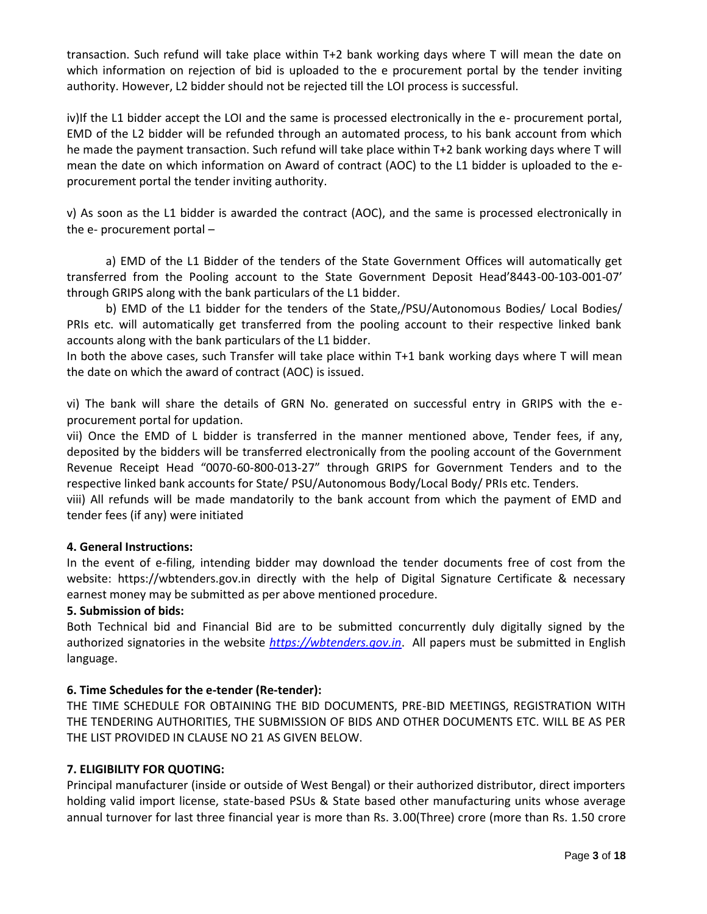transaction. Such refund will take place within T+2 bank working days where T will mean the date on which information on rejection of bid is uploaded to the e procurement portal by the tender inviting authority. However, L2 bidder should not be rejected till the LOI process is successful.

iv)If the L1 bidder accept the LOI and the same is processed electronically in the e- procurement portal, EMD of the L2 bidder will be refunded through an automated process, to his bank account from which he made the payment transaction. Such refund will take place within T+2 bank working days where T will mean the date on which information on Award of contract (AOC) to the L1 bidder is uploaded to the e-procurement portal the tender inviting authority.

v) As soon as the L1 bidder is awarded the contract (AOC), and the same is processed electronically in the e- procurement portal –

a) EMD of the L1 Bidder of the tenders of the State Government Offices will automatically get transferred from the Pooling account to the State Government Deposit Head'8443-00-103-001-07' through GRIPS along with the bank particulars of the L1 bidder.

b) EMD of the L1 bidder for the tenders of the State,/PSU/Autonomous Bodies/ Local Bodies/ PRIs etc. will automatically get transferred from the pooling account to their respective linked bank accounts along with the bank particulars of the L1 bidder.

In both the above cases, such Transfer will take place within T+1 bank working days where T will mean the date on which the award of contract (AOC) is issued.

vi) The bank will share the details of GRN No. generated on successful entry in GRIPS with the e-procurement portal for updation.

vii) Once the EMD of L bidder is transferred in the manner mentioned above, Tender fees, if any, deposited by the bidders will be transferred electronically from the pooling account of the Government Revenue Receipt Head "0070-60-800-013-27" through GRIPS for Government Tenders and to the respective linked bank accounts for State/ PSU/Autonomous Body/Local Body/ PRIs etc. Tenders.

viii) All refunds will be made mandatorily to the bank account from which the payment of EMD and tender fees (if any) were initiated

**4. General Instructions:**

In the event of e-filing, intending bidder may download the tender documents free of cost from the website: https://wbtenders.gov.in directly with the help of Digital Signature Certificate & necessary earnest money may be submitted as per above mentioned procedure.

**5. Submission of bids:**

Both Technical bid and Financial Bid are to be submitted concurrently duly digitally signed by the authorized signatories in the website *https://wbtenders.gov.in*. All papers must be submitted in English language.

**6. Time Schedules for the e-tender (Re-tender):**

THE TIME SCHEDULE FOR OBTAINING THE BID DOCUMENTS, PRE-BID MEETINGS, REGISTRATION WITH THE TENDERING AUTHORITIES, THE SUBMISSION OF BIDS AND OTHER DOCUMENTS ETC. WILL BE AS PER THE LIST PROVIDED IN CLAUSE NO 21 AS GIVEN BELOW.

**7. ELIGIBILITY FOR QUOTING:**

Principal manufacturer (inside or outside of West Bengal) or their authorized distributor, direct importers holding valid import license, state-based PSUs & State based other manufacturing units whose average annual turnover for last three financial year is more than Rs. 3.00(Three) crore (more than Rs. 1.50 crore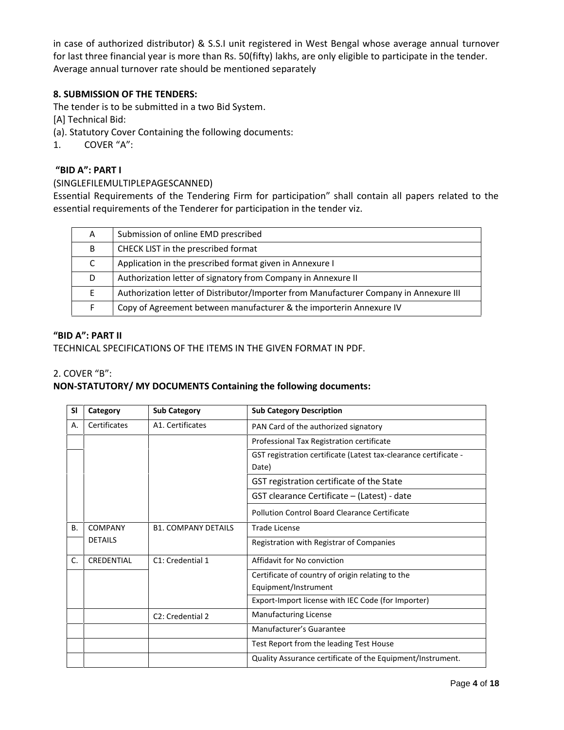in case of authorized distributor) & S.S.I unit registered in West Bengal whose average annual turnover for last three financial year is more than Rs. 50(fifty) lakhs, are only eligible to participate in the tender. Average annual turnover rate should be mentioned separately

**8. SUBMISSION OF THE TENDERS:**

The tender is to be submitted in a two Bid System.

[A] Technical Bid:

(a). Statutory Cover Containing the following documents:

1. COVER "A":

**"BID A": PART I**

(SINGLEFILEMULTIPLEPAGESCANNED)

Essential Requirements of the Tendering Firm for participation" shall contain all papers related to the essential requirements of the Tenderer for participation in the tender viz.

| | |
|---|---|
| A | Submission of online EMD prescribed |
| B | CHECK LIST in the prescribed format |
| C | Application in the prescribed format given in Annexure I |
| D | Authorization letter of signatory from Company in Annexure II |
| E | Authorization letter of Distributor/Importer from Manufacturer Company in Annexure III |
| F | Copy of Agreement between manufacturer & the importerin Annexure IV |

**"BID A": PART II**

TECHNICAL SPECIFICATIONS OF THE ITEMS IN THE GIVEN FORMAT IN PDF.

2. COVER "B":

**NON-STATUTORY/ MY DOCUMENTS Containing the following documents:**

| Sl | Category | Sub Category | Sub Category Description |
|---|---|---|---|
| A. | Certificates | A1. Certificates | PAN Card of the authorized signatory |
| | | | Professional Tax Registration certificate |
| | | | GST registration certificate (Latest tax-clearance certificate - Date) |
| | | | GST registration certificate of the State |
| | | | GST clearance Certificate – (Latest) - date |
| | | | Pollution Control Board Clearance Certificate |
| B. | COMPANY DETAILS | B1. COMPANY DETAILS | Trade License |
| | | | Registration with Registrar of Companies |
| C. | CREDENTIAL | C1: Credential 1 | Affidavit for No conviction |
| | | | Certificate of country of origin relating to the Equipment/Instrument |
| | | | Export-Import license with IEC Code (for Importer) |
| | | C2: Credential 2 | Manufacturing License |
| | | | Manufacturer's Guarantee |
| | | | Test Report from the leading Test House |
| | | | Quality Assurance certificate of the Equipment/Instrument. |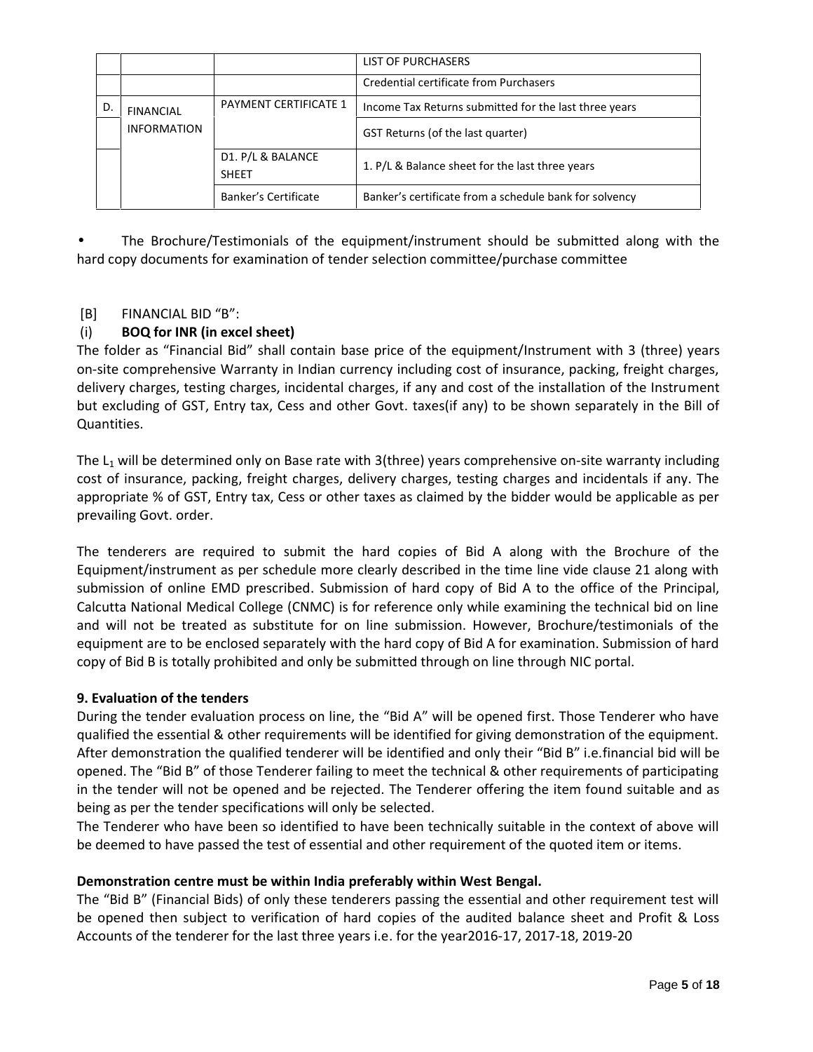| | | | |
|---|---|---|---|
| | | | LIST OF PURCHASERS |
| | | | Credential certificate from Purchasers |
| D. | FINANCIAL INFORMATION | PAYMENT CERTIFICATE 1 | Income Tax Returns submitted for the last three years |
| | | | GST Returns (of the last quarter) |
| | | D1. P/L & BALANCE SHEET | 1. P/L & Balance sheet for the last three years |
| | | Banker's Certificate | Banker's certificate from a schedule bank for solvency |

- The Brochure/Testimonials of the equipment/instrument should be submitted along with the hard copy documents for examination of tender selection committee/purchase committee

[B] FINANCIAL BID "B":

(i) **BOQ for INR (in excel sheet)**

The folder as "Financial Bid" shall contain base price of the equipment/Instrument with 3 (three) years on-site comprehensive Warranty in Indian currency including cost of insurance, packing, freight charges, delivery charges, testing charges, incidental charges, if any and cost of the installation of the Instrument but excluding of GST, Entry tax, Cess and other Govt. taxes(if any) to be shown separately in the Bill of Quantities.

The $L_1$ will be determined only on Base rate with 3(three) years comprehensive on-site warranty including cost of insurance, packing, freight charges, delivery charges, testing charges and incidentals if any. The appropriate % of GST, Entry tax, Cess or other taxes as claimed by the bidder would be applicable as per prevailing Govt. order.

The tenderers are required to submit the hard copies of Bid A along with the Brochure of the Equipment/instrument as per schedule more clearly described in the time line vide clause 21 along with submission of online EMD prescribed. Submission of hard copy of Bid A to the office of the Principal, Calcutta National Medical College (CNMC) is for reference only while examining the technical bid on line and will not be treated as substitute for on line submission. However, Brochure/testimonials of the equipment are to be enclosed separately with the hard copy of Bid A for examination. Submission of hard copy of Bid B is totally prohibited and only be submitted through on line through NIC portal.

**9. Evaluation of the tenders**

During the tender evaluation process on line, the "Bid A" will be opened first. Those Tenderer who have qualified the essential & other requirements will be identified for giving demonstration of the equipment. After demonstration the qualified tenderer will be identified and only their "Bid B" i.e.financial bid will be opened. The "Bid B" of those Tenderer failing to meet the technical & other requirements of participating in the tender will not be opened and be rejected. The Tenderer offering the item found suitable and as being as per the tender specifications will only be selected.

The Tenderer who have been so identified to have been technically suitable in the context of above will be deemed to have passed the test of essential and other requirement of the quoted item or items.

**Demonstration centre must be within India preferably within West Bengal.**

The "Bid B" (Financial Bids) of only these tenderers passing the essential and other requirement test will be opened then subject to verification of hard copies of the audited balance sheet and Profit & Loss Accounts of the tenderer for the last three years i.e. for the year2016-17, 2017-18, 2019-20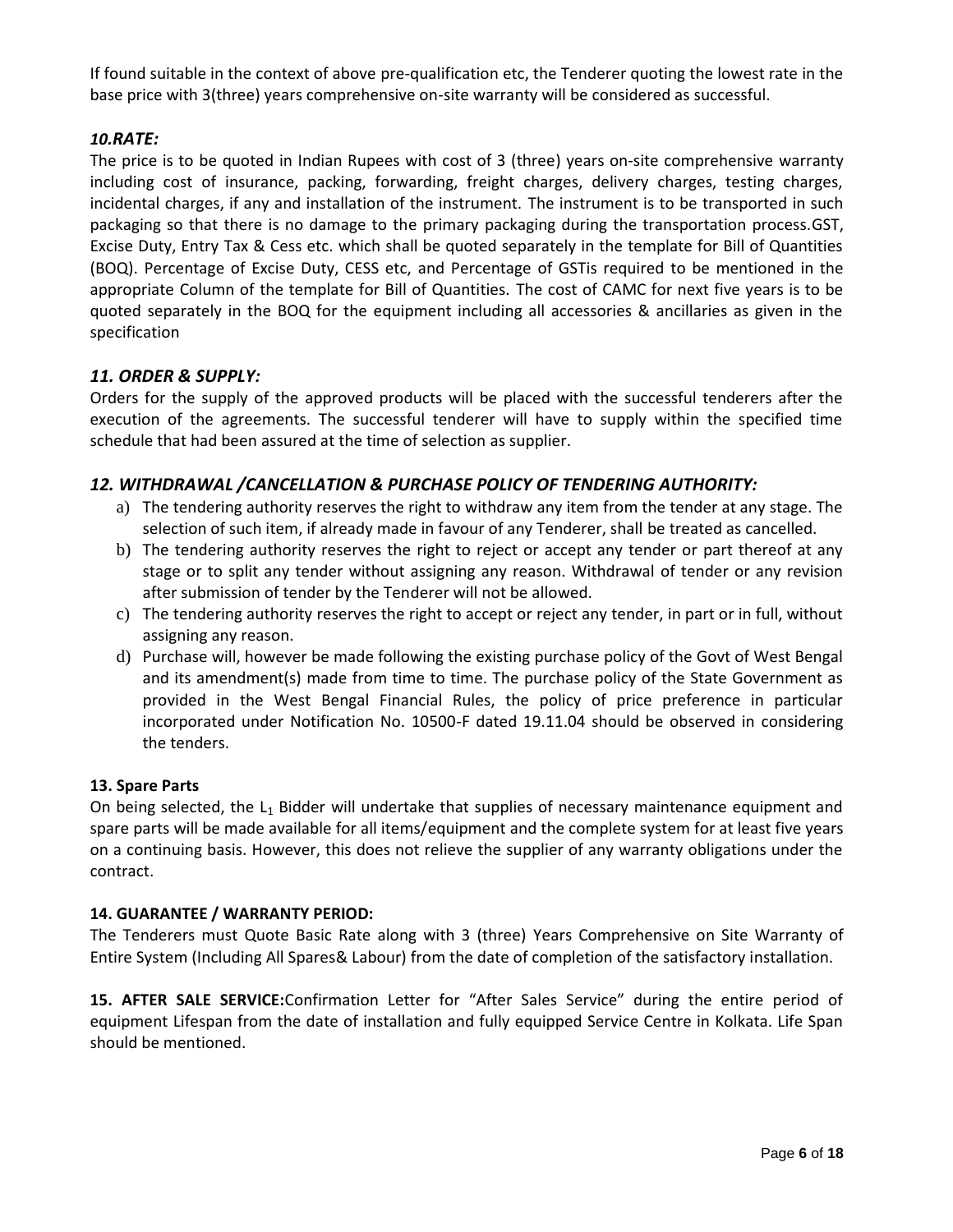If found suitable in the context of above pre-qualification etc, the Tenderer quoting the lowest rate in the base price with 3(three) years comprehensive on-site warranty will be considered as successful.

### *10.RATE:*

The price is to be quoted in Indian Rupees with cost of 3 (three) years on-site comprehensive warranty including cost of insurance, packing, forwarding, freight charges, delivery charges, testing charges, incidental charges, if any and installation of the instrument. The instrument is to be transported in such packaging so that there is no damage to the primary packaging during the transportation process.GST, Excise Duty, Entry Tax & Cess etc. which shall be quoted separately in the template for Bill of Quantities (BOQ). Percentage of Excise Duty, CESS etc, and Percentage of GSTis required to be mentioned in the appropriate Column of the template for Bill of Quantities. The cost of CAMC for next five years is to be quoted separately in the BOQ for the equipment including all accessories & ancillaries as given in the specification

### *11. ORDER & SUPPLY:*

Orders for the supply of the approved products will be placed with the successful tenderers after the execution of the agreements. The successful tenderer will have to supply within the specified time schedule that had been assured at the time of selection as supplier.

### *12. WITHDRAWAL /CANCELLATION & PURCHASE POLICY OF TENDERING AUTHORITY:*

a) The tendering authority reserves the right to withdraw any item from the tender at any stage. The selection of such item, if already made in favour of any Tenderer, shall be treated as cancelled.
b) The tendering authority reserves the right to reject or accept any tender or part thereof at any stage or to split any tender without assigning any reason. Withdrawal of tender or any revision after submission of tender by the Tenderer will not be allowed.
c) The tendering authority reserves the right to accept or reject any tender, in part or in full, without assigning any reason.
d) Purchase will, however be made following the existing purchase policy of the Govt of West Bengal and its amendment(s) made from time to time. The purchase policy of the State Government as provided in the West Bengal Financial Rules, the policy of price preference in particular incorporated under Notification No. 10500-F dated 19.11.04 should be observed in considering the tenders.

**13. Spare Parts**

On being selected, the $L_1$ Bidder will undertake that supplies of necessary maintenance equipment and spare parts will be made available for all items/equipment and the complete system for at least five years on a continuing basis. However, this does not relieve the supplier of any warranty obligations under the contract.

**14. GUARANTEE / WARRANTY PERIOD:**

The Tenderers must Quote Basic Rate along with 3 (three) Years Comprehensive on Site Warranty of Entire System (Including All Spares& Labour) from the date of completion of the satisfactory installation.

**15. AFTER SALE SERVICE:**Confirmation Letter for "After Sales Service" during the entire period of equipment Lifespan from the date of installation and fully equipped Service Centre in Kolkata. Life Span should be mentioned.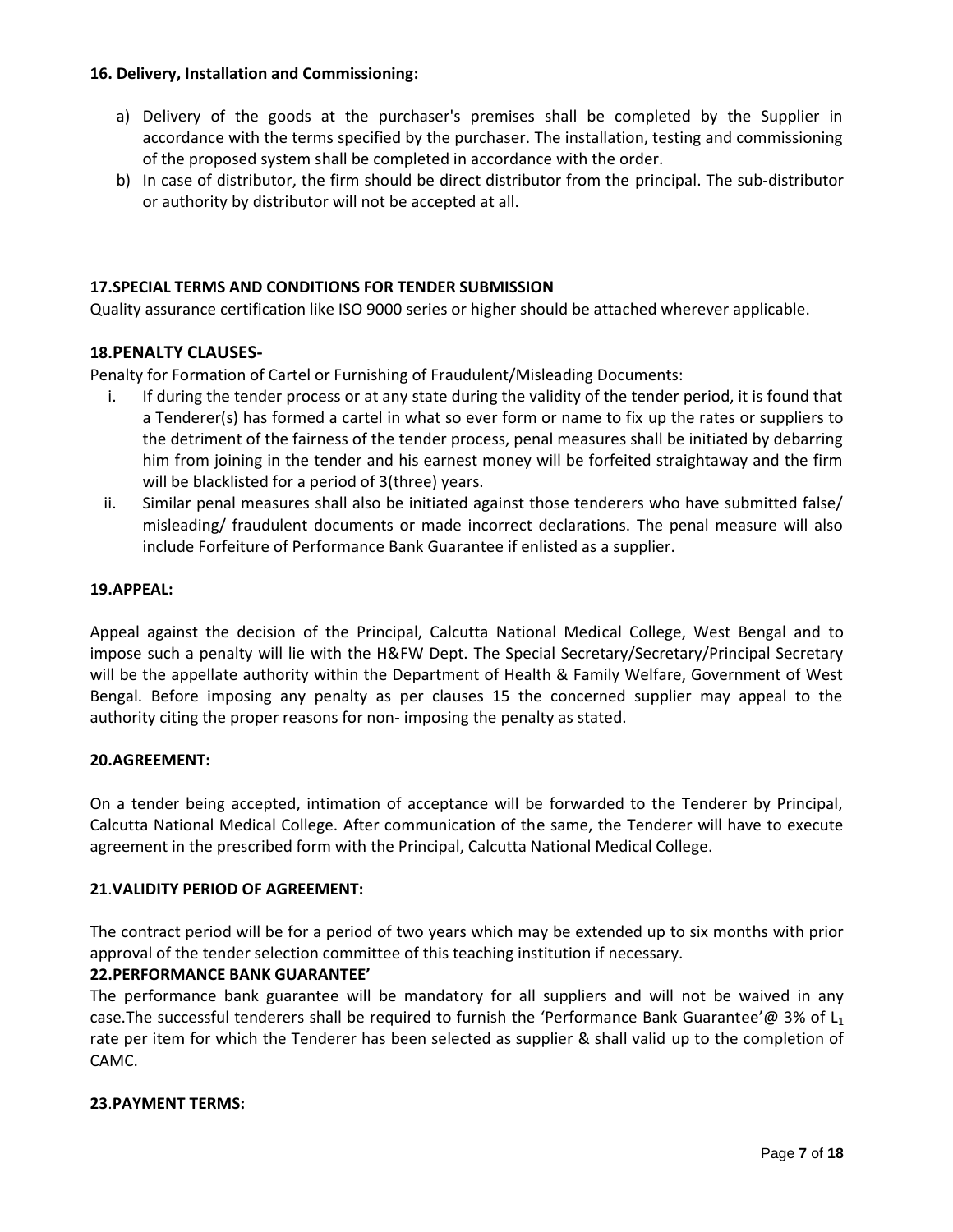**16. Delivery, Installation and Commissioning:**

a) Delivery of the goods at the purchaser's premises shall be completed by the Supplier in accordance with the terms specified by the purchaser. The installation, testing and commissioning of the proposed system shall be completed in accordance with the order.
b) In case of distributor, the firm should be direct distributor from the principal. The sub-distributor or authority by distributor will not be accepted at all.

**17.SPECIAL TERMS AND CONDITIONS FOR TENDER SUBMISSION**

Quality assurance certification like ISO 9000 series or higher should be attached wherever applicable.

**18.PENALTY CLAUSES-**

Penalty for Formation of Cartel or Furnishing of Fraudulent/Misleading Documents:

i. If during the tender process or at any state during the validity of the tender period, it is found that a Tenderer(s) has formed a cartel in what so ever form or name to fix up the rates or suppliers to the detriment of the fairness of the tender process, penal measures shall be initiated by debarring him from joining in the tender and his earnest money will be forfeited straightaway and the firm will be blacklisted for a period of 3(three) years.
ii. Similar penal measures shall also be initiated against those tenderers who have submitted false/ misleading/ fraudulent documents or made incorrect declarations. The penal measure will also include Forfeiture of Performance Bank Guarantee if enlisted as a supplier.

**19.APPEAL:**

Appeal against the decision of the Principal, Calcutta National Medical College, West Bengal and to impose such a penalty will lie with the H&FW Dept. The Special Secretary/Secretary/Principal Secretary will be the appellate authority within the Department of Health & Family Welfare, Government of West Bengal. Before imposing any penalty as per clauses 15 the concerned supplier may appeal to the authority citing the proper reasons for non- imposing the penalty as stated.

**20.AGREEMENT:**

On a tender being accepted, intimation of acceptance will be forwarded to the Tenderer by Principal, Calcutta National Medical College. After communication of the same, the Tenderer will have to execute agreement in the prescribed form with the Principal, Calcutta National Medical College.

**21.VALIDITY PERIOD OF AGREEMENT:**

The contract period will be for a period of two years which may be extended up to six months with prior approval of the tender selection committee of this teaching institution if necessary.

**22.PERFORMANCE BANK GUARANTEE'**

The performance bank guarantee will be mandatory for all suppliers and will not be waived in any case.The successful tenderers shall be required to furnish the 'Performance Bank Guarantee'@ 3% of $L_1$ rate per item for which the Tenderer has been selected as supplier & shall valid up to the completion of CAMC.

**23.PAYMENT TERMS:**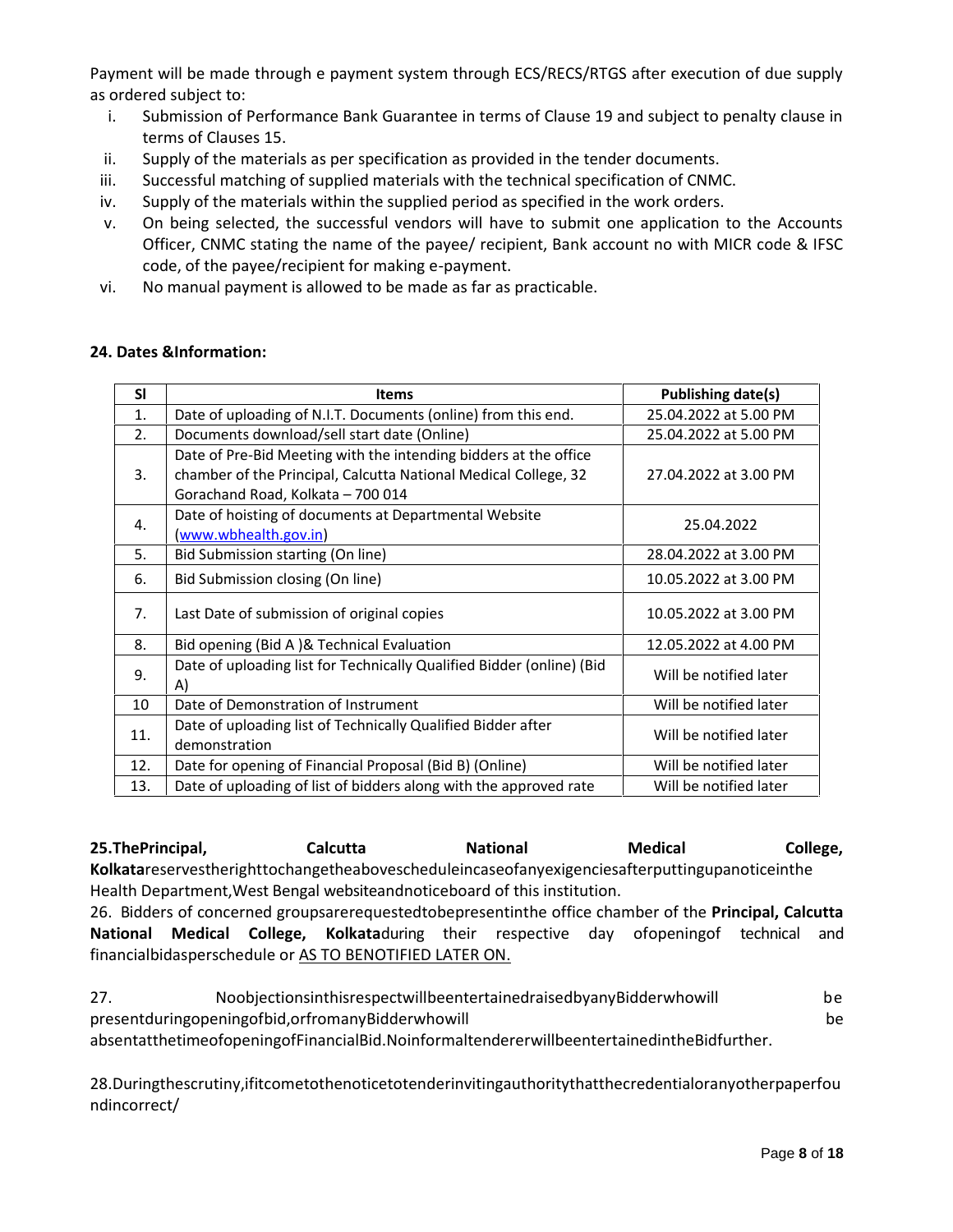Payment will be made through e payment system through ECS/RECS/RTGS after execution of due supply as ordered subject to:

i. Submission of Performance Bank Guarantee in terms of Clause 19 and subject to penalty clause in terms of Clauses 15.
ii. Supply of the materials as per specification as provided in the tender documents.
iii. Successful matching of supplied materials with the technical specification of CNMC.
iv. Supply of the materials within the supplied period as specified in the work orders.
v. On being selected, the successful vendors will have to submit one application to the Accounts Officer, CNMC stating the name of the payee/ recipient, Bank account no with MICR code & IFSC code, of the payee/recipient for making e-payment.
vi. No manual payment is allowed to be made as far as practicable.

**24. Dates &Information:**

| Sl | Items | Publishing date(s) |
|---|---|---|
| 1. | Date of uploading of N.I.T. Documents (online) from this end. | 25.04.2022 at 5.00 PM |
| 2. | Documents download/sell start date (Online) | 25.04.2022 at 5.00 PM |
| 3. | Date of Pre-Bid Meeting with the intending bidders at the office chamber of the Principal, Calcutta National Medical College, 32 Gorachand Road, Kolkata – 700 014 | 27.04.2022 at 3.00 PM |
| 4. | Date of hoisting of documents at Departmental Website (www.wbhealth.gov.in) | 25.04.2022 |
| 5. | Bid Submission starting (On line) | 28.04.2022 at 3.00 PM |
| 6. | Bid Submission closing (On line) | 10.05.2022 at 3.00 PM |
| 7. | Last Date of submission of original copies | 10.05.2022 at 3.00 PM |
| 8. | Bid opening (Bid A )& Technical Evaluation | 12.05.2022 at 4.00 PM |
| 9. | Date of uploading list for Technically Qualified Bidder (online) (Bid A) | Will be notified later |
| 10 | Date of Demonstration of Instrument | Will be notified later |
| 11. | Date of uploading list of Technically Qualified Bidder after demonstration | Will be notified later |
| 12. | Date for opening of Financial Proposal (Bid B) (Online) | Will be notified later |
| 13. | Date of uploading of list of bidders along with the approved rate | Will be notified later |

**25.ThePrincipal, Calcutta National Medical College, Kolkata**reservestherighttochangetheabovescheduleincaseofanyexigenciesafterputtingupanoticeinthe Health Department,West Bengal websiteandnoticeboard of this institution.

26. Bidders of concerned groupsarerequestedtobepresentinthe office chamber of the **Principal, Calcutta National Medical College, Kolkata**during their respective day ofopeningof technical and financialbidasperschedule or AS TO BENOTIFIED LATER ON.

27. NoobjectionsinthisrespectwillbeentertainedraisedbyanyBidderwhowill be presentduringopeningofbid,orfromanyBidderwhowill be absentatthetimeofopeningofFinancialBid.NoinformaltendererwillbeentertainedintheBidfurther.

28.Duringthescrutiny,ifitcometothenoticetotenderinvitingauthoritythatthecredentialoranyotherpaperfoundincorrect/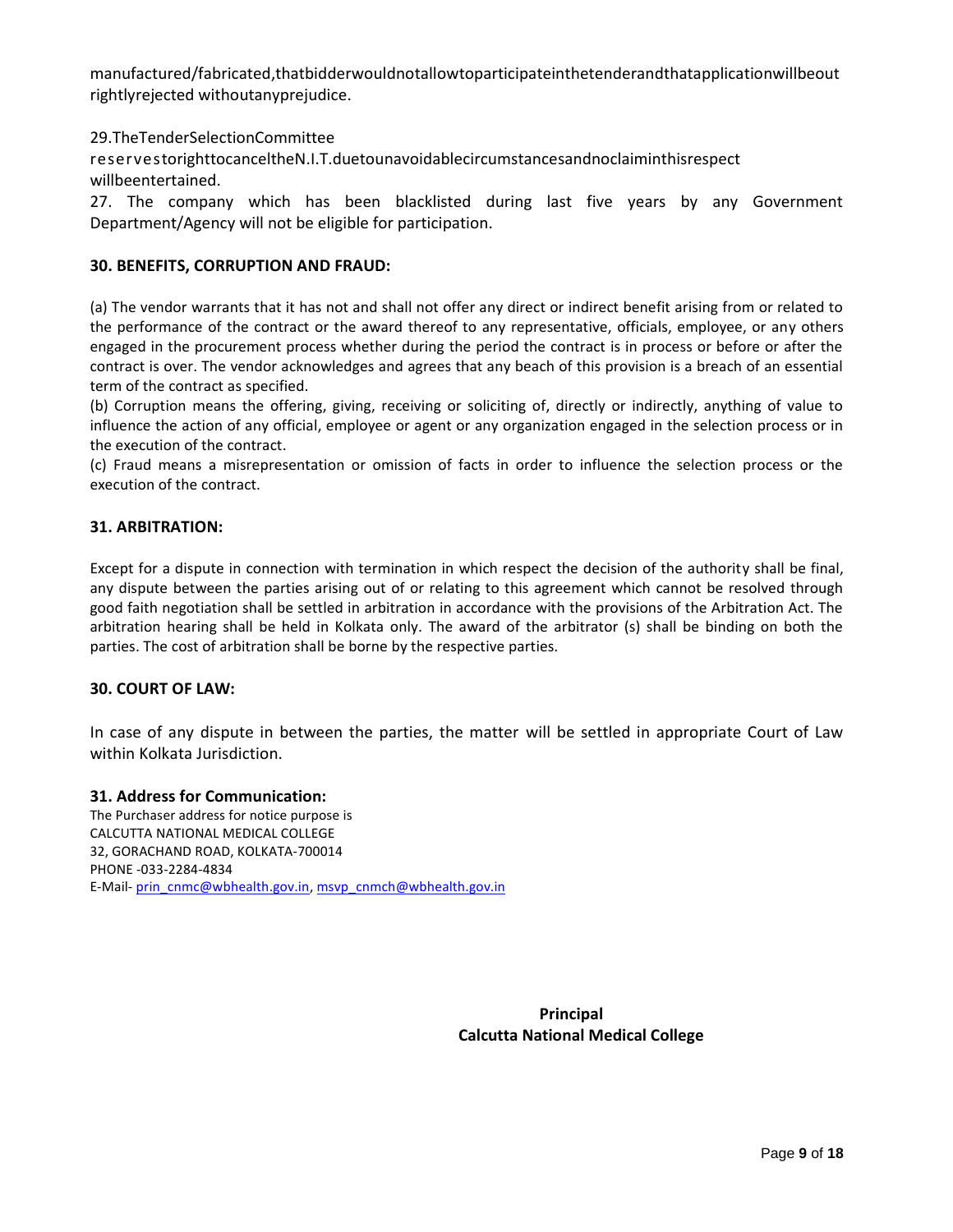manufactured/fabricated,thatbidderwouldnotallowtoparticipateinthetenderandthatapplicationwillbeout rightlyrejected withoutanyprejudice.

29.TheTenderSelectionCommittee reservestorighttocanceltheN.I.T.duetounavoidablecircumstancesandnoclaiminthisrespect willbeentertained.

27. The company which has been blacklisted during last five years by any Government Department/Agency will not be eligible for participation.

**30. BENEFITS, CORRUPTION AND FRAUD:**

(a) The vendor warrants that it has not and shall not offer any direct or indirect benefit arising from or related to the performance of the contract or the award thereof to any representative, officials, employee, or any others engaged in the procurement process whether during the period the contract is in process or before or after the contract is over. The vendor acknowledges and agrees that any beach of this provision is a breach of an essential term of the contract as specified.

(b) Corruption means the offering, giving, receiving or soliciting of, directly or indirectly, anything of value to influence the action of any official, employee or agent or any organization engaged in the selection process or in the execution of the contract.

(c) Fraud means a misrepresentation or omission of facts in order to influence the selection process or the execution of the contract.

**31. ARBITRATION:**

Except for a dispute in connection with termination in which respect the decision of the authority shall be final, any dispute between the parties arising out of or relating to this agreement which cannot be resolved through good faith negotiation shall be settled in arbitration in accordance with the provisions of the Arbitration Act. The arbitration hearing shall be held in Kolkata only. The award of the arbitrator (s) shall be binding on both the parties. The cost of arbitration shall be borne by the respective parties.

**30. COURT OF LAW:**

In case of any dispute in between the parties, the matter will be settled in appropriate Court of Law within Kolkata Jurisdiction.

**31. Address for Communication:**

The Purchaser address for notice purpose is
CALCUTTA NATIONAL MEDICAL COLLEGE
32, GORACHAND ROAD, KOLKATA-700014
PHONE -033-2284-4834
E-Mail- prin_cnmc@wbhealth.gov.in, msvp_cnmch@wbhealth.gov.in

**Principal**
**Calcutta National Medical College**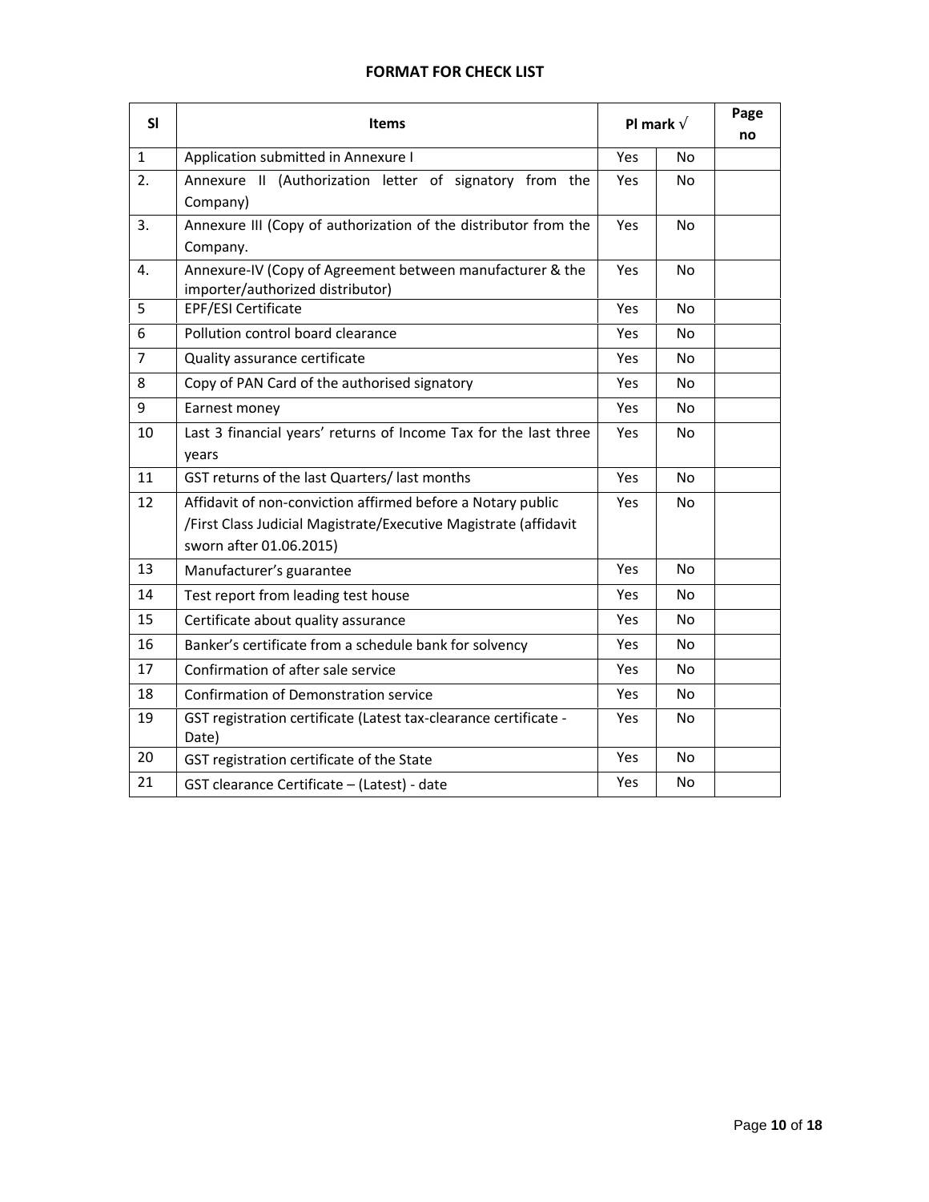## FORMAT FOR CHECK LIST

| Sl | Items | Pl mark √ | | Page no |
|---|---|---|---|---|
| 1 | Application submitted in Annexure I | Yes | No | |
| 2. | Annexure II (Authorization letter of signatory from the Company) | Yes | No | |
| 3. | Annexure III (Copy of authorization of the distributor from the Company. | Yes | No | |
| 4. | Annexure-IV (Copy of Agreement between manufacturer & the importer/authorized distributor) | Yes | No | |
| 5 | EPF/ESI Certificate | Yes | No | |
| 6 | Pollution control board clearance | Yes | No | |
| 7 | Quality assurance certificate | Yes | No | |
| 8 | Copy of PAN Card of the authorised signatory | Yes | No | |
| 9 | Earnest money | Yes | No | |
| 10 | Last 3 financial years' returns of Income Tax for the last three years | Yes | No | |
| 11 | GST returns of the last Quarters/ last months | Yes | No | |
| 12 | Affidavit of non-conviction affirmed before a Notary public /First Class Judicial Magistrate/Executive Magistrate (affidavit sworn after 01.06.2015) | Yes | No | |
| 13 | Manufacturer's guarantee | Yes | No | |
| 14 | Test report from leading test house | Yes | No | |
| 15 | Certificate about quality assurance | Yes | No | |
| 16 | Banker's certificate from a schedule bank for solvency | Yes | No | |
| 17 | Confirmation of after sale service | Yes | No | |
| 18 | Confirmation of Demonstration service | Yes | No | |
| 19 | GST registration certificate (Latest tax-clearance certificate - Date) | Yes | No | |
| 20 | GST registration certificate of the State | Yes | No | |
| 21 | GST clearance Certificate – (Latest) - date | Yes | No | |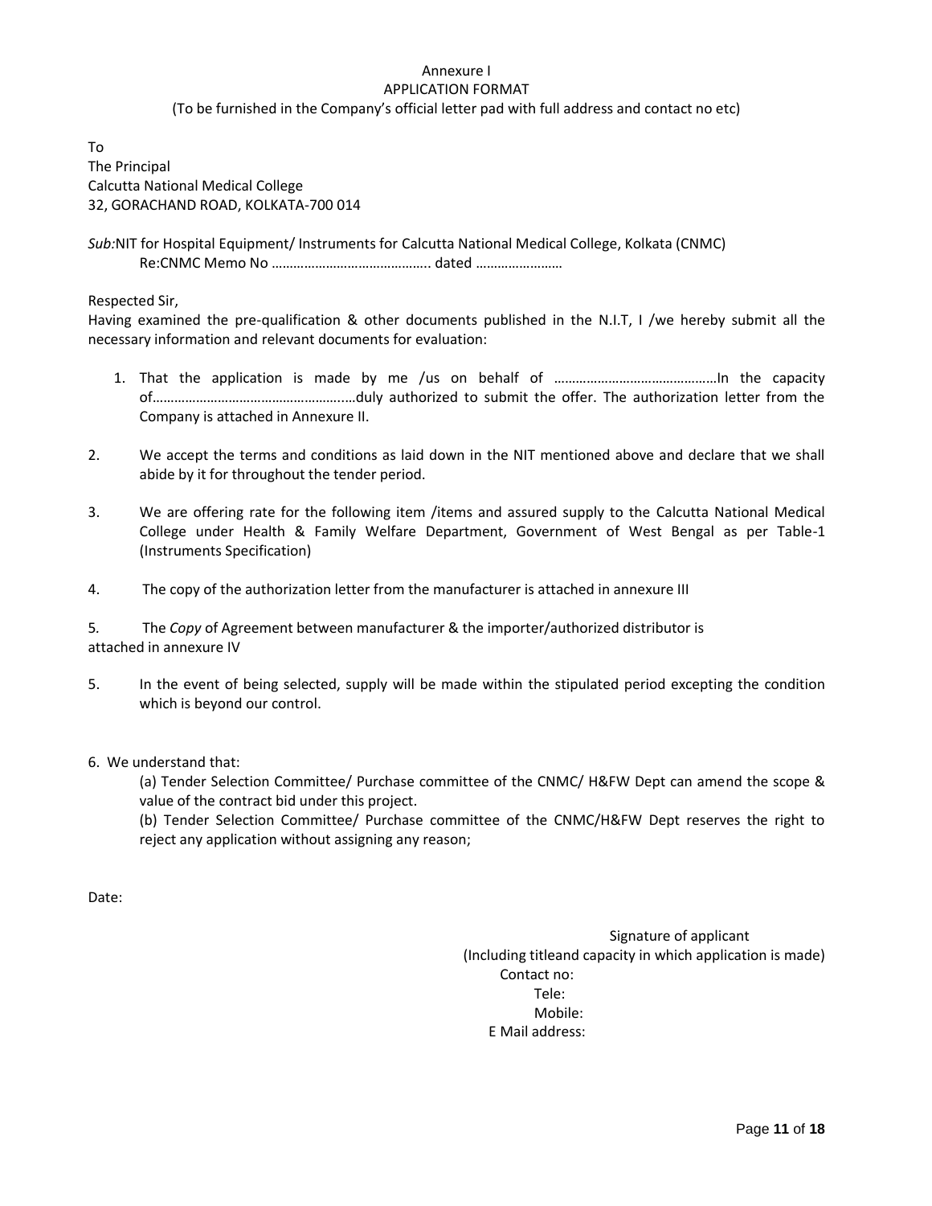# Annexure I

## APPLICATION FORMAT

(To be furnished in the Company's official letter pad with full address and contact no etc)

To
The Principal
Calcutta National Medical College
32, GORACHAND ROAD, KOLKATA-700 014

*Sub:*NIT for Hospital Equipment/ Instruments for Calcutta National Medical College, Kolkata (CNMC)
Re:CNMC Memo No …………………………………….. dated ……………………

Respected Sir,

Having examined the pre-qualification & other documents published in the N.I.T, I /we hereby submit all the necessary information and relevant documents for evaluation:

1. That the application is made by me /us on behalf of ………………………………………In the capacity of……………………………………………..…duly authorized to submit the offer. The authorization letter from the Company is attached in Annexure II.

2. We accept the terms and conditions as laid down in the NIT mentioned above and declare that we shall abide by it for throughout the tender period.

3. We are offering rate for the following item /items and assured supply to the Calcutta National Medical College under Health & Family Welfare Department, Government of West Bengal as per Table-1 (Instruments Specification)

4. The copy of the authorization letter from the manufacturer is attached in annexure III

5. The *Copy* of Agreement between manufacturer & the importer/authorized distributor is attached in annexure IV

5. In the event of being selected, supply will be made within the stipulated period excepting the condition which is beyond our control.

6. We understand that:

   (a) Tender Selection Committee/ Purchase committee of the CNMC/ H&FW Dept can amend the scope & value of the contract bid under this project.

   (b) Tender Selection Committee/ Purchase committee of the CNMC/H&FW Dept reserves the right to reject any application without assigning any reason;

Date:

Signature of applicant
(Including titleand capacity in which application is made)
Contact no:
Tele:
Mobile:
E Mail address: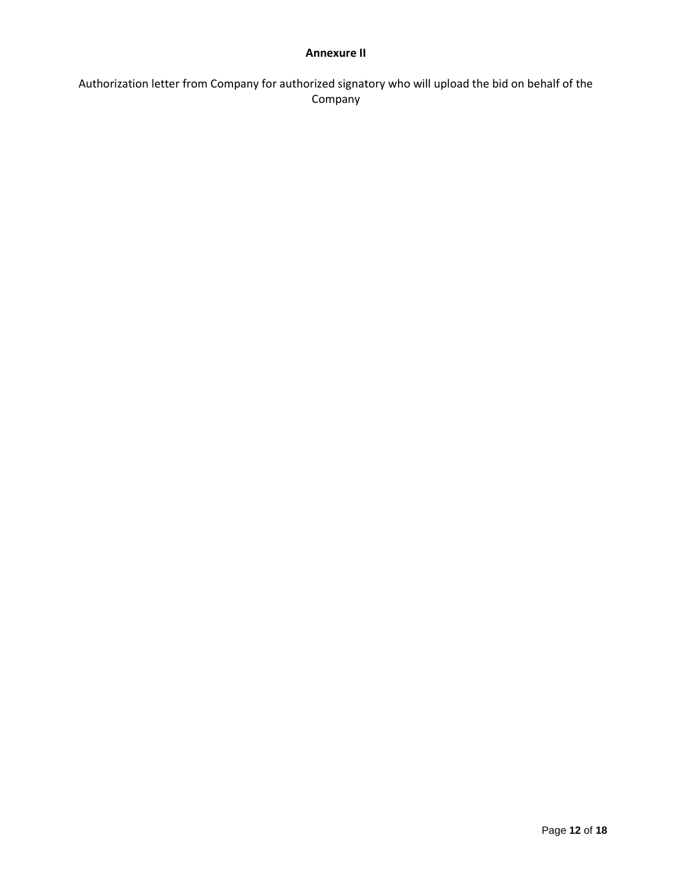**Annexure II**

Authorization letter from Company for authorized signatory who will upload the bid on behalf of the Company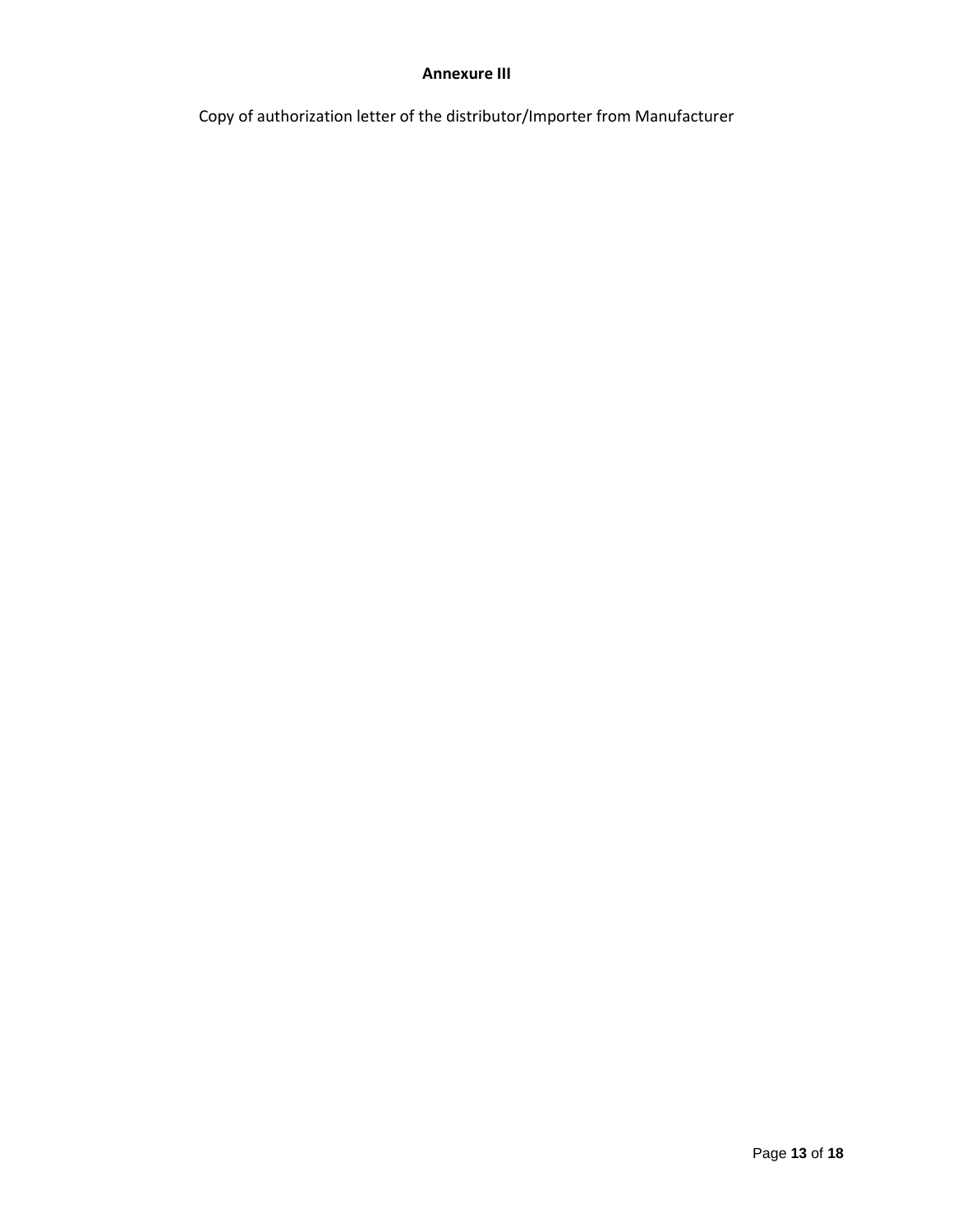**Annexure III**

Copy of authorization letter of the distributor/Importer from Manufacturer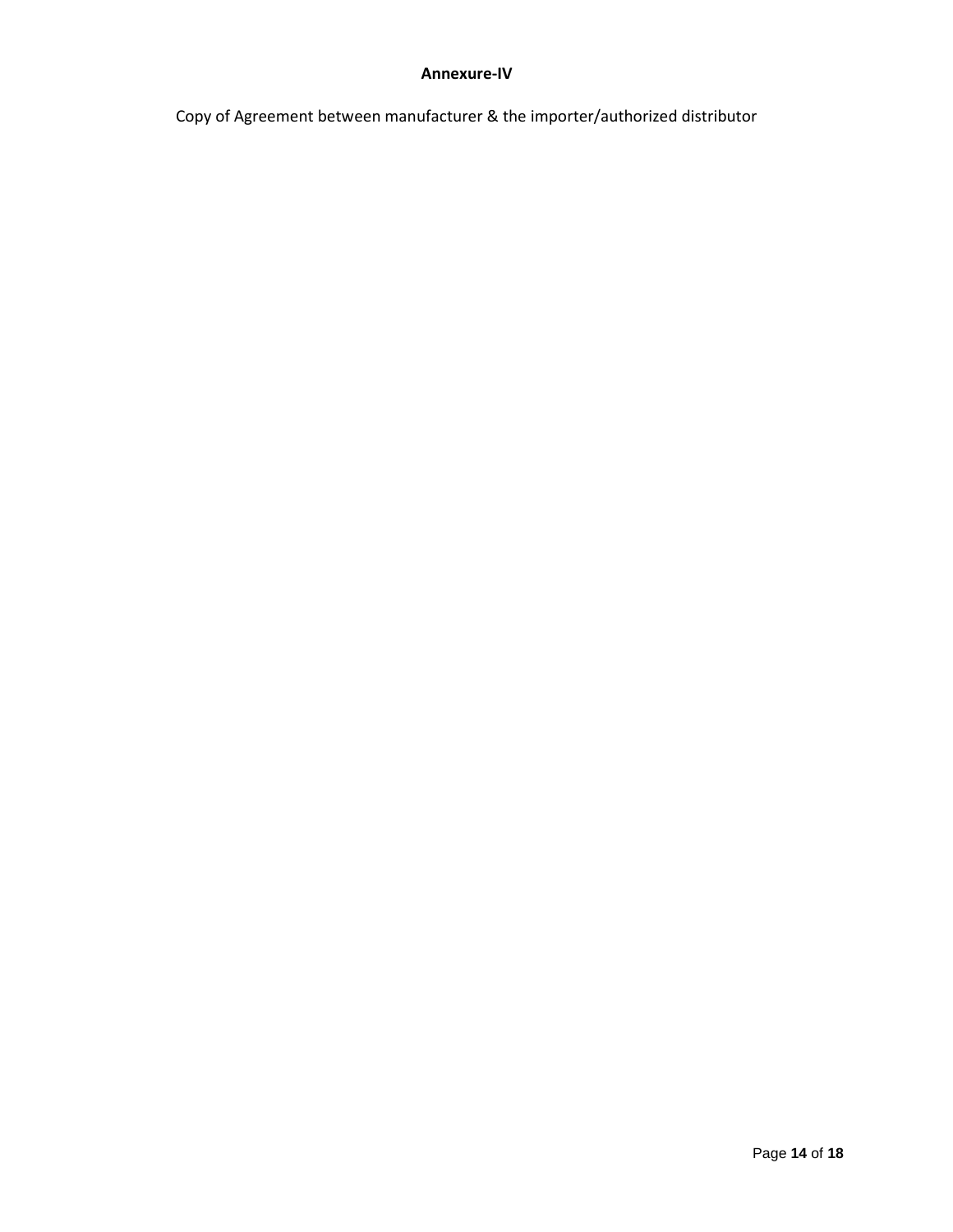# Annexure-IV

Copy of Agreement between manufacturer & the importer/authorized distributor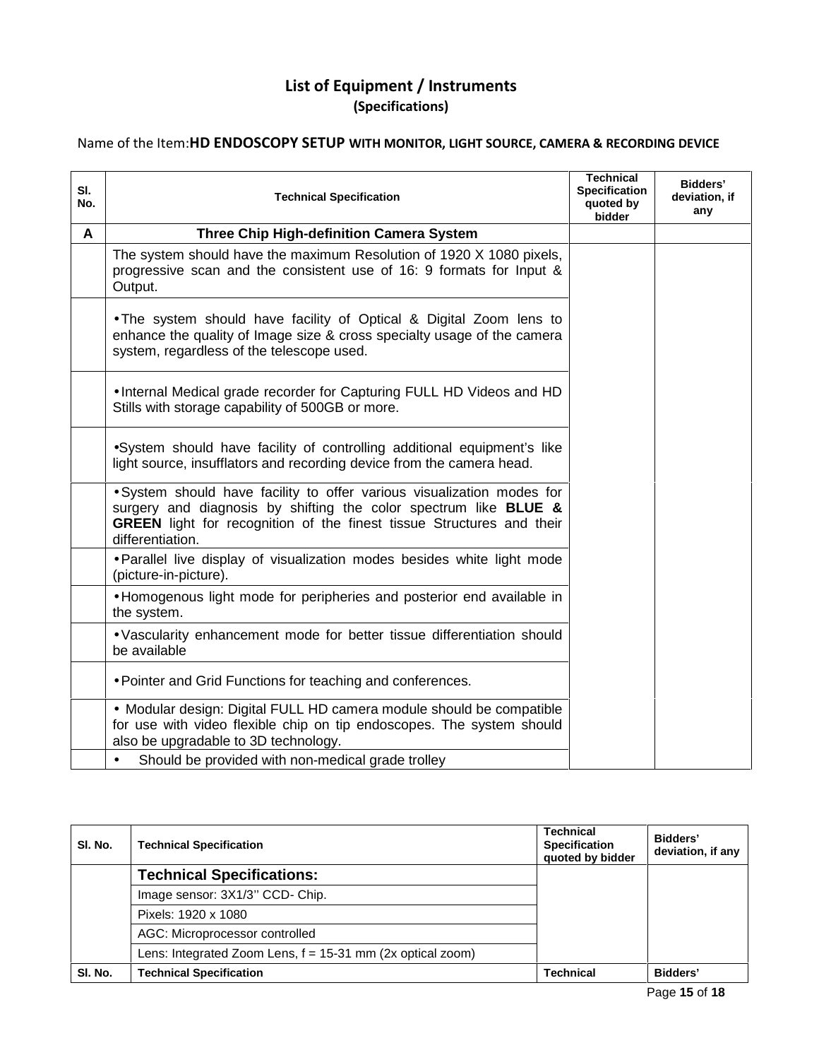# List of Equipment / Instruments

**(Specifications)**

Name of the Item:**HD ENDOSCOPY SETUP WITH MONITOR, LIGHT SOURCE, CAMERA & RECORDING DEVICE**

| Sl. No. | Technical Specification | Technical Specification quoted by bidder | Bidders' deviation, if any |
|---|---|---|---|
| **A** | **Three Chip High-definition Camera System** | | |
| | The system should have the maximum Resolution of 1920 X 1080 pixels, progressive scan and the consistent use of 16: 9 formats for Input & Output. | | |
| | • The system should have facility of Optical & Digital Zoom lens to enhance the quality of Image size & cross specialty usage of the camera system, regardless of the telescope used. | | |
| | • Internal Medical grade recorder for Capturing FULL HD Videos and HD Stills with storage capability of 500GB or more. | | |
| | • System should have facility of controlling additional equipment's like light source, insufflators and recording device from the camera head. | | |
| | • System should have facility to offer various visualization modes for surgery and diagnosis by shifting the color spectrum like **BLUE & GREEN** light for recognition of the finest tissue Structures and their differentiation. | | |
| | • Parallel live display of visualization modes besides white light mode (picture-in-picture). | | |
| | • Homogenous light mode for peripheries and posterior end available in the system. | | |
| | • Vascularity enhancement mode for better tissue differentiation should be available | | |
| | • Pointer and Grid Functions for teaching and conferences. | | |
| | • Modular design: Digital FULL HD camera module should be compatible for use with video flexible chip on tip endoscopes. The system should also be upgradable to 3D technology. | | |
| | • Should be provided with non-medical grade trolley | | |

| Sl. No. | Technical Specification | Technical Specification quoted by bidder | Bidders' deviation, if any |
|---|---|---|---|
| | **Technical Specifications:** | | |
| | Image sensor: 3X1/3'' CCD- Chip. | | |
| | Pixels: 1920 x 1080 | | |
| | AGC: Microprocessor controlled | | |
| | Lens: Integrated Zoom Lens, f = 15-31 mm (2x optical zoom) | | |
| **Sl. No.** | **Technical Specification** | **Technical** | **Bidders'** |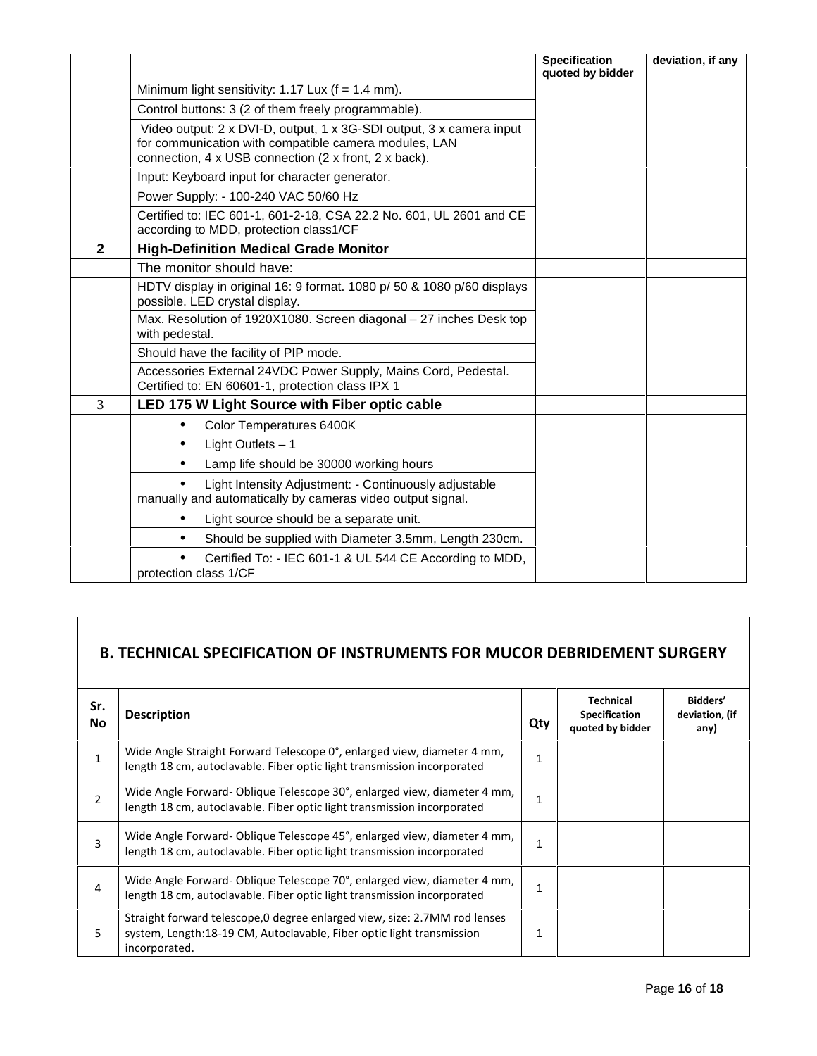| | | Specification quoted by bidder | deviation, if any |
|---|---|---|---|
| | Minimum light sensitivity: 1.17 Lux (f = 1.4 mm). | | |
| | Control buttons: 3 (2 of them freely programmable). | | |
| | Video output: 2 x DVI-D, output, 1 x 3G-SDI output, 3 x camera input for communication with compatible camera modules, LAN connection, 4 x USB connection (2 x front, 2 x back). | | |
| | Input: Keyboard input for character generator. | | |
| | Power Supply: - 100-240 VAC 50/60 Hz | | |
| | Certified to: IEC 601-1, 601-2-18, CSA 22.2 No. 601, UL 2601 and CE according to MDD, protection class1/CF | | |
| **2** | **High-Definition Medical Grade Monitor** | | |
| | The monitor should have: | | |
| | HDTV display in original 16: 9 format. 1080 p/ 50 & 1080 p/60 displays possible. LED crystal display. | | |
| | Max. Resolution of 1920X1080. Screen diagonal – 27 inches Desk top with pedestal. | | |
| | Should have the facility of PIP mode. | | |
| | Accessories External 24VDC Power Supply, Mains Cord, Pedestal. Certified to: EN 60601-1, protection class IPX 1 | | |
| 3 | **LED 175 W Light Source with Fiber optic cable** | | |
| | • Color Temperatures 6400K | | |
| | • Light Outlets – 1 | | |
| | • Lamp life should be 30000 working hours | | |
| | • Light Intensity Adjustment: - Continuously adjustable manually and automatically by cameras video output signal. | | |
| | • Light source should be a separate unit. | | |
| | • Should be supplied with Diameter 3.5mm, Length 230cm. | | |
| | • Certified To: - IEC 601-1 & UL 544 CE According to MDD, protection class 1/CF | | |

## B. TECHNICAL SPECIFICATION OF INSTRUMENTS FOR MUCOR DEBRIDEMENT SURGERY

| Sr. No | Description | Qty | Technical Specification quoted by bidder | Bidders' deviation, (if any) |
|---|---|---|---|---|
| 1 | Wide Angle Straight Forward Telescope 0°, enlarged view, diameter 4 mm, length 18 cm, autoclavable. Fiber optic light transmission incorporated | 1 | | |
| 2 | Wide Angle Forward- Oblique Telescope 30°, enlarged view, diameter 4 mm, length 18 cm, autoclavable. Fiber optic light transmission incorporated | 1 | | |
| 3 | Wide Angle Forward- Oblique Telescope 45°, enlarged view, diameter 4 mm, length 18 cm, autoclavable. Fiber optic light transmission incorporated | 1 | | |
| 4 | Wide Angle Forward- Oblique Telescope 70°, enlarged view, diameter 4 mm, length 18 cm, autoclavable. Fiber optic light transmission incorporated | 1 | | |
| 5 | Straight forward telescope,0 degree enlarged view, size: 2.7MM rod lenses system, Length:18-19 CM, Autoclavable, Fiber optic light transmission incorporated. | 1 | | |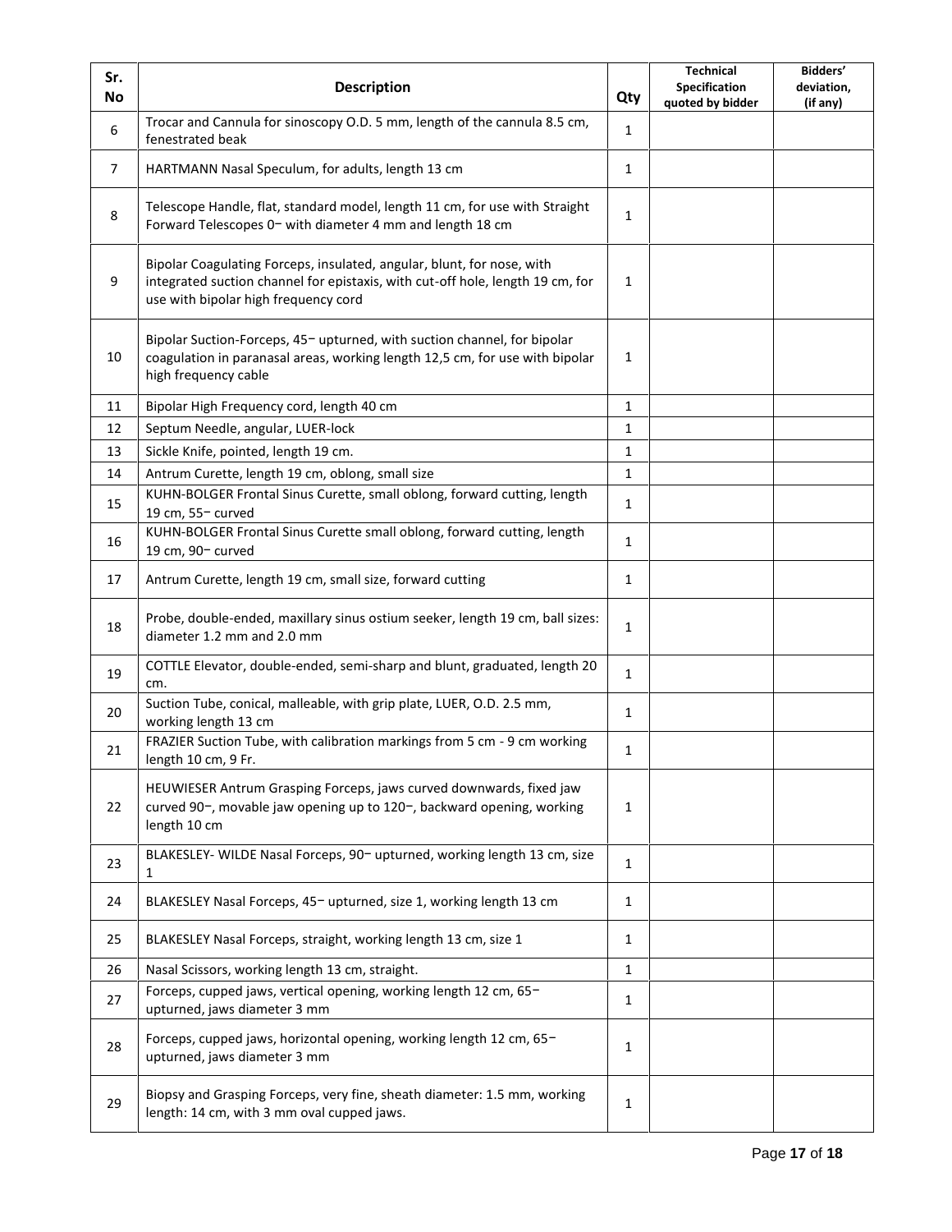| Sr. No | Description | Qty | Technical Specification quoted by bidder | Bidders' deviation, (if any) |
|---|---|---|---|---|
| 6 | Trocar and Cannula for sinoscopy O.D. 5 mm, length of the cannula 8.5 cm, fenestrated beak | 1 | | |
| 7 | HARTMANN Nasal Speculum, for adults, length 13 cm | 1 | | |
| 8 | Telescope Handle, flat, standard model, length 11 cm, for use with Straight Forward Telescopes 0− with diameter 4 mm and length 18 cm | 1 | | |
| 9 | Bipolar Coagulating Forceps, insulated, angular, blunt, for nose, with integrated suction channel for epistaxis, with cut-off hole, length 19 cm, for use with bipolar high frequency cord | 1 | | |
| 10 | Bipolar Suction-Forceps, 45− upturned, with suction channel, for bipolar coagulation in paranasal areas, working length 12,5 cm, for use with bipolar high frequency cable | 1 | | |
| 11 | Bipolar High Frequency cord, length 40 cm | 1 | | |
| 12 | Septum Needle, angular, LUER-lock | 1 | | |
| 13 | Sickle Knife, pointed, length 19 cm. | 1 | | |
| 14 | Antrum Curette, length 19 cm, oblong, small size | 1 | | |
| 15 | KUHN-BOLGER Frontal Sinus Curette, small oblong, forward cutting, length 19 cm, 55− curved | 1 | | |
| 16 | KUHN-BOLGER Frontal Sinus Curette small oblong, forward cutting, length 19 cm, 90− curved | 1 | | |
| 17 | Antrum Curette, length 19 cm, small size, forward cutting | 1 | | |
| 18 | Probe, double-ended, maxillary sinus ostium seeker, length 19 cm, ball sizes: diameter 1.2 mm and 2.0 mm | 1 | | |
| 19 | COTTLE Elevator, double-ended, semi-sharp and blunt, graduated, length 20 cm. | 1 | | |
| 20 | Suction Tube, conical, malleable, with grip plate, LUER, O.D. 2.5 mm, working length 13 cm | 1 | | |
| 21 | FRAZIER Suction Tube, with calibration markings from 5 cm - 9 cm working length 10 cm, 9 Fr. | 1 | | |
| 22 | HEUWIESER Antrum Grasping Forceps, jaws curved downwards, fixed jaw curved 90−, movable jaw opening up to 120−, backward opening, working length 10 cm | 1 | | |
| 23 | BLAKESLEY- WILDE Nasal Forceps, 90− upturned, working length 13 cm, size 1 | 1 | | |
| 24 | BLAKESLEY Nasal Forceps, 45− upturned, size 1, working length 13 cm | 1 | | |
| 25 | BLAKESLEY Nasal Forceps, straight, working length 13 cm, size 1 | 1 | | |
| 26 | Nasal Scissors, working length 13 cm, straight. | 1 | | |
| 27 | Forceps, cupped jaws, vertical opening, working length 12 cm, 65− upturned, jaws diameter 3 mm | 1 | | |
| 28 | Forceps, cupped jaws, horizontal opening, working length 12 cm, 65− upturned, jaws diameter 3 mm | 1 | | |
| 29 | Biopsy and Grasping Forceps, very fine, sheath diameter: 1.5 mm, working length: 14 cm, with 3 mm oval cupped jaws. | 1 | | |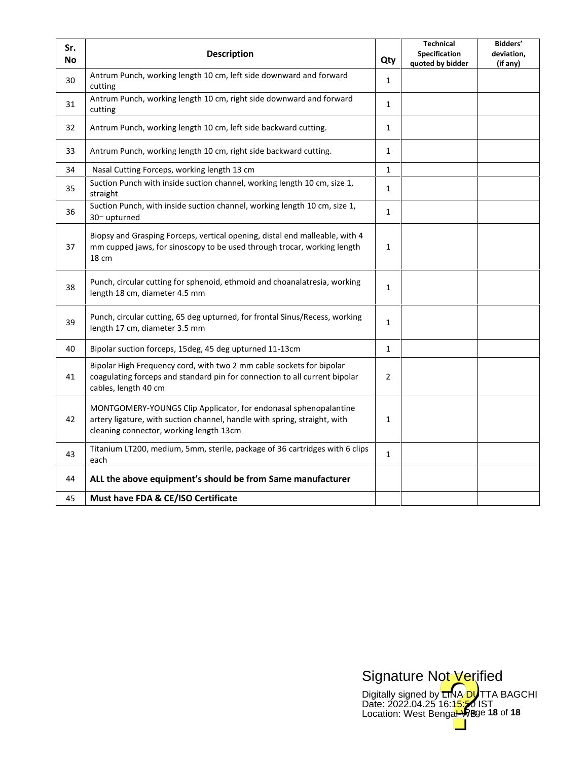| Sr. No | Description | Qty | Technical Specification quoted by bidder | Bidders' deviation, (if any) |
|---|---|---|---|---|
| 30 | Antrum Punch, working length 10 cm, left side downward and forward cutting | 1 | | |
| 31 | Antrum Punch, working length 10 cm, right side downward and forward cutting | 1 | | |
| 32 | Antrum Punch, working length 10 cm, left side backward cutting. | 1 | | |
| 33 | Antrum Punch, working length 10 cm, right side backward cutting. | 1 | | |
| 34 | Nasal Cutting Forceps, working length 13 cm | 1 | | |
| 35 | Suction Punch with inside suction channel, working length 10 cm, size 1, straight | 1 | | |
| 36 | Suction Punch, with inside suction channel, working length 10 cm, size 1, 30− upturned | 1 | | |
| 37 | Biopsy and Grasping Forceps, vertical opening, distal end malleable, with 4 mm cupped jaws, for sinoscopy to be used through trocar, working length 18 cm | 1 | | |
| 38 | Punch, circular cutting for sphenoid, ethmoid and choanalatresia, working length 18 cm, diameter 4.5 mm | 1 | | |
| 39 | Punch, circular cutting, 65 deg upturned, for frontal Sinus/Recess, working length 17 cm, diameter 3.5 mm | 1 | | |
| 40 | Bipolar suction forceps, 15deg, 45 deg upturned 11-13cm | 1 | | |
| 41 | Bipolar High Frequency cord, with two 2 mm cable sockets for bipolar coagulating forceps and standard pin for connection to all current bipolar cables, length 40 cm | 2 | | |
| 42 | MONTGOMERY-YOUNGS Clip Applicator, for endonasal sphenopalantine artery ligature, with suction channel, handle with spring, straight, with cleaning connector, working length 13cm | 1 | | |
| 43 | Titanium LT200, medium, 5mm, sterile, package of 36 cartridges with 6 clips each | 1 | | |
| 44 | **ALL the above equipment's should be from Same manufacturer** | | | |
| 45 | **Must have FDA & CE/ISO Certificate** | | | |

Signature Not Verified

Digitally signed by LINA DUTTA BAGCHI
Date: 2022.04.25 16:15:50 IST
Location: West Bengal-WB